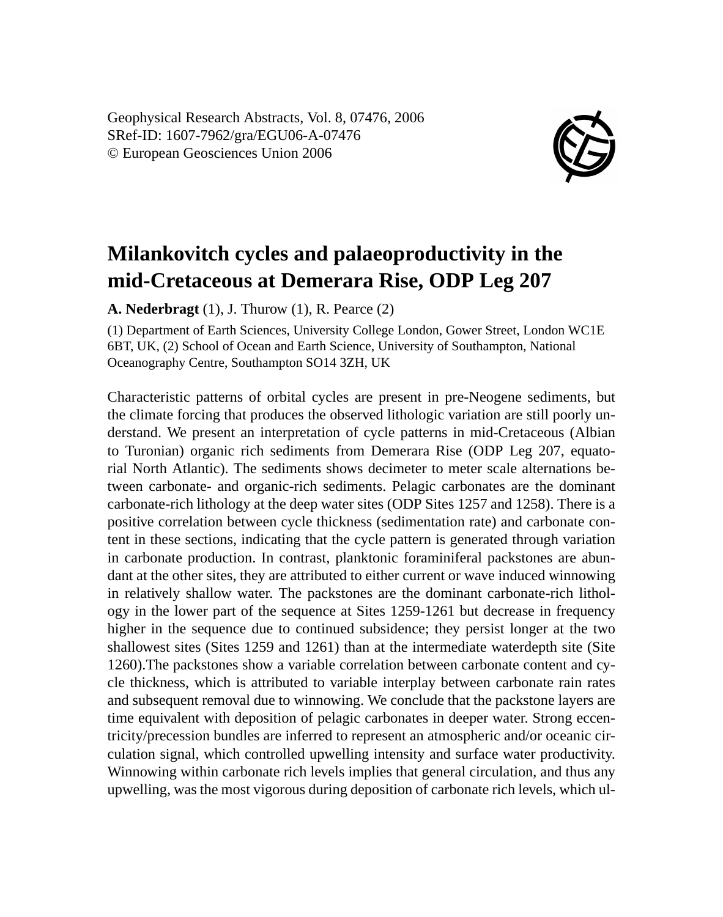Geophysical Research Abstracts, Vol. 8, 07476, 2006
SRef-ID: 1607-7962/gra/EGU06-A-07476
© European Geosciences Union 2006

# Milankovitch cycles and palaeoproductivity in the mid-Cretaceous at Demerara Rise, ODP Leg 207

**A. Nederbragt** (1), J. Thurow (1), R. Pearce (2)

(1) Department of Earth Sciences, University College London, Gower Street, London WC1E 6BT, UK, (2) School of Ocean and Earth Science, University of Southampton, National Oceanography Centre, Southampton SO14 3ZH, UK

Characteristic patterns of orbital cycles are present in pre-Neogene sediments, but the climate forcing that produces the observed lithologic variation are still poorly understand. We present an interpretation of cycle patterns in mid-Cretaceous (Albian to Turonian) organic rich sediments from Demerara Rise (ODP Leg 207, equatorial North Atlantic). The sediments shows decimeter to meter scale alternations between carbonate- and organic-rich sediments. Pelagic carbonates are the dominant carbonate-rich lithology at the deep water sites (ODP Sites 1257 and 1258). There is a positive correlation between cycle thickness (sedimentation rate) and carbonate content in these sections, indicating that the cycle pattern is generated through variation in carbonate production. In contrast, planktonic foraminiferal packstones are abundant at the other sites, they are attributed to either current or wave induced winnowing in relatively shallow water. The packstones are the dominant carbonate-rich lithology in the lower part of the sequence at Sites 1259-1261 but decrease in frequency higher in the sequence due to continued subsidence; they persist longer at the two shallowest sites (Sites 1259 and 1261) than at the intermediate waterdepth site (Site 1260).The packstones show a variable correlation between carbonate content and cycle thickness, which is attributed to variable interplay between carbonate rain rates and subsequent removal due to winnowing. We conclude that the packstone layers are time equivalent with deposition of pelagic carbonates in deeper water. Strong eccentricity/precession bundles are inferred to represent an atmospheric and/or oceanic circulation signal, which controlled upwelling intensity and surface water productivity. Winnowing within carbonate rich levels implies that general circulation, and thus any upwelling, was the most vigorous during deposition of carbonate rich levels, which ul-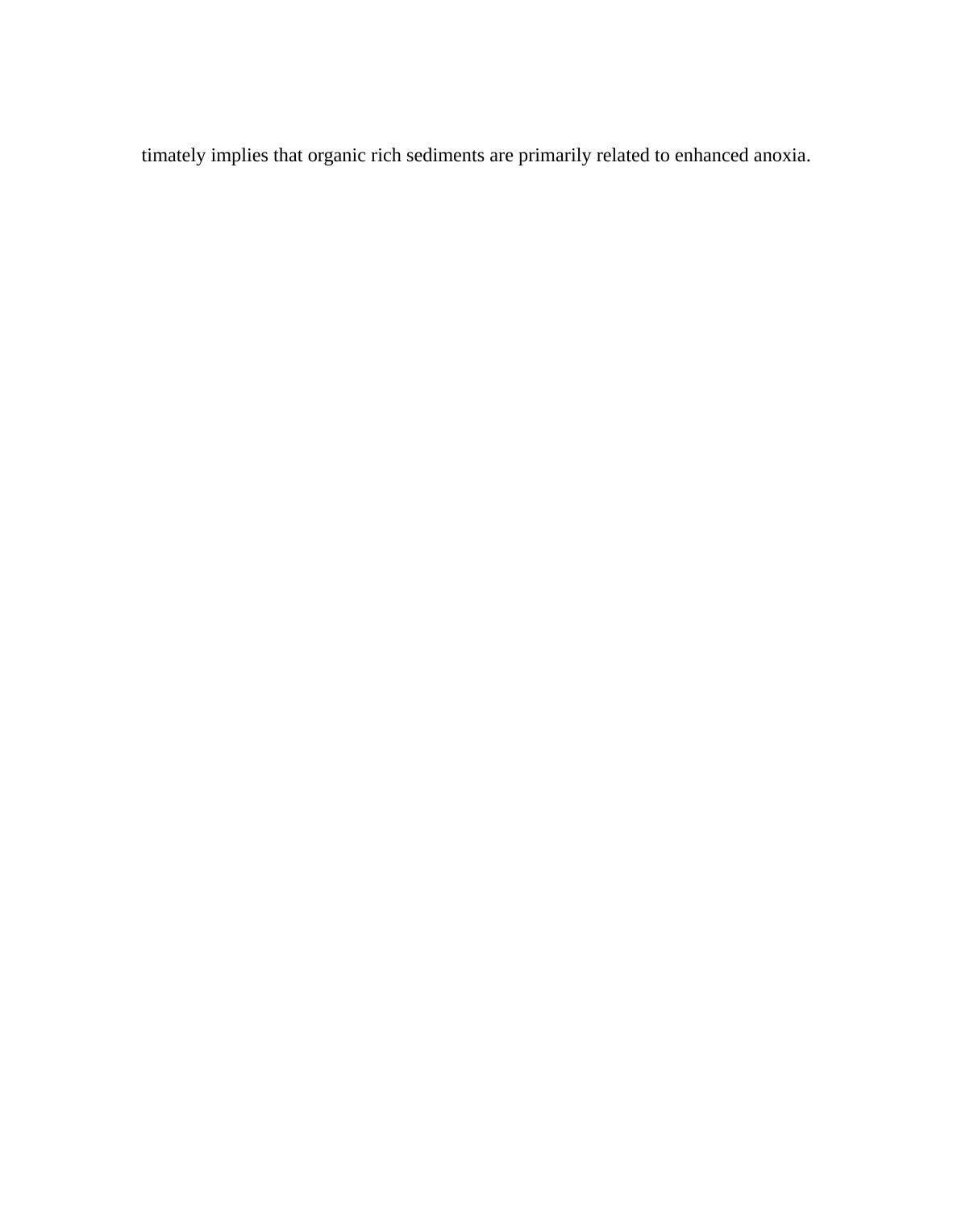timately implies that organic rich sediments are primarily related to enhanced anoxia.